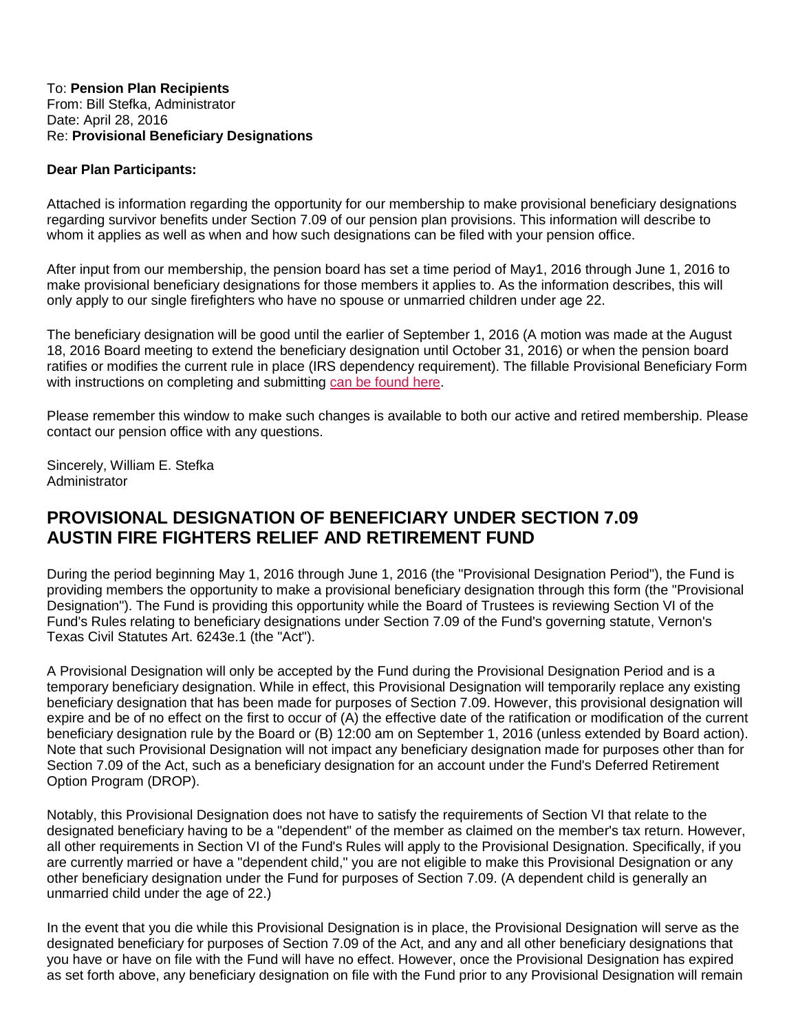To: **Pension Plan Recipients**
From: Bill Stefka, Administrator
Date: April 28, 2016
Re: **Provisional Beneficiary Designations**

**Dear Plan Participants:**

Attached is information regarding the opportunity for our membership to make provisional beneficiary designations regarding survivor benefits under Section 7.09 of our pension plan provisions. This information will describe to whom it applies as well as when and how such designations can be filed with your pension office.

After input from our membership, the pension board has set a time period of May1, 2016 through June 1, 2016 to make provisional beneficiary designations for those members it applies to. As the information describes, this will only apply to our single firefighters who have no spouse or unmarried children under age 22.

The beneficiary designation will be good until the earlier of September 1, 2016 (A motion was made at the August 18, 2016 Board meeting to extend the beneficiary designation until October 31, 2016) or when the pension board ratifies or modifies the current rule in place (IRS dependency requirement). The fillable Provisional Beneficiary Form with instructions on completing and submitting can be found here.

Please remember this window to make such changes is available to both our active and retired membership. Please contact our pension office with any questions.

Sincerely, William E. Stefka
Administrator

## PROVISIONAL DESIGNATION OF BENEFICIARY UNDER SECTION 7.09 AUSTIN FIRE FIGHTERS RELIEF AND RETIREMENT FUND

During the period beginning May 1, 2016 through June 1, 2016 (the "Provisional Designation Period"), the Fund is providing members the opportunity to make a provisional beneficiary designation through this form (the "Provisional Designation"). The Fund is providing this opportunity while the Board of Trustees is reviewing Section VI of the Fund's Rules relating to beneficiary designations under Section 7.09 of the Fund's governing statute, Vernon's Texas Civil Statutes Art. 6243e.1 (the "Act").

A Provisional Designation will only be accepted by the Fund during the Provisional Designation Period and is a temporary beneficiary designation. While in effect, this Provisional Designation will temporarily replace any existing beneficiary designation that has been made for purposes of Section 7.09. However, this provisional designation will expire and be of no effect on the first to occur of (A) the effective date of the ratification or modification of the current beneficiary designation rule by the Board or (B) 12:00 am on September 1, 2016 (unless extended by Board action). Note that such Provisional Designation will not impact any beneficiary designation made for purposes other than for Section 7.09 of the Act, such as a beneficiary designation for an account under the Fund's Deferred Retirement Option Program (DROP).

Notably, this Provisional Designation does not have to satisfy the requirements of Section VI that relate to the designated beneficiary having to be a "dependent" of the member as claimed on the member's tax return. However, all other requirements in Section VI of the Fund's Rules will apply to the Provisional Designation. Specifically, if you are currently married or have a "dependent child," you are not eligible to make this Provisional Designation or any other beneficiary designation under the Fund for purposes of Section 7.09. (A dependent child is generally an unmarried child under the age of 22.)

In the event that you die while this Provisional Designation is in place, the Provisional Designation will serve as the designated beneficiary for purposes of Section 7.09 of the Act, and any and all other beneficiary designations that you have or have on file with the Fund will have no effect. However, once the Provisional Designation has expired as set forth above, any beneficiary designation on file with the Fund prior to any Provisional Designation will remain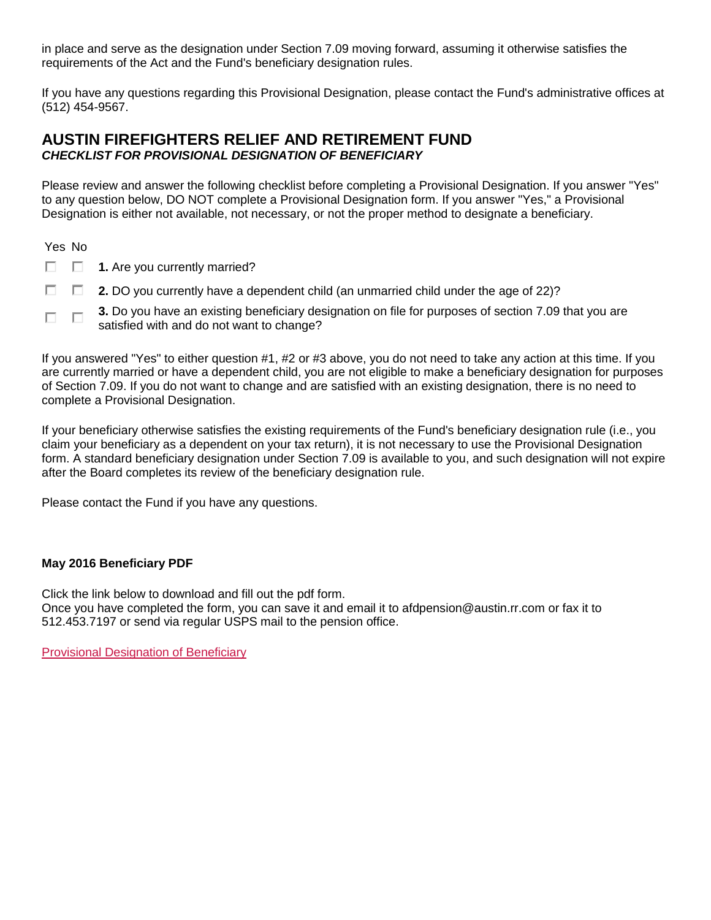in place and serve as the designation under Section 7.09 moving forward, assuming it otherwise satisfies the requirements of the Act and the Fund's beneficiary designation rules.

If you have any questions regarding this Provisional Designation, please contact the Fund's administrative offices at (512) 454-9567.

## AUSTIN FIREFIGHTERS RELIEF AND RETIREMENT FUND

***CHECKLIST FOR PROVISIONAL DESIGNATION OF BENEFICIARY***

Please review and answer the following checklist before completing a Provisional Designation. If you answer "Yes" to any question below, DO NOT complete a Provisional Designation form. If you answer "Yes," a Provisional Designation is either not available, not necessary, or not the proper method to designate a beneficiary.

| Yes | No | |
|---|---|---|
| ☐ | ☐ | **1.** Are you currently married? |
| ☐ | ☐ | **2.** DO you currently have a dependent child (an unmarried child under the age of 22)? |
| ☐ | ☐ | **3.** Do you have an existing beneficiary designation on file for purposes of section 7.09 that you are satisfied with and do not want to change? |

If you answered "Yes" to either question #1, #2 or #3 above, you do not need to take any action at this time. If you are currently married or have a dependent child, you are not eligible to make a beneficiary designation for purposes of Section 7.09. If you do not want to change and are satisfied with an existing designation, there is no need to complete a Provisional Designation.

If your beneficiary otherwise satisfies the existing requirements of the Fund's beneficiary designation rule (i.e., you claim your beneficiary as a dependent on your tax return), it is not necessary to use the Provisional Designation form. A standard beneficiary designation under Section 7.09 is available to you, and such designation will not expire after the Board completes its review of the beneficiary designation rule.

Please contact the Fund if you have any questions.

**May 2016 Beneficiary PDF**

Click the link below to download and fill out the pdf form.
Once you have completed the form, you can save it and email it to afdpension@austin.rr.com or fax it to 512.453.7197 or send via regular USPS mail to the pension office.

Provisional Designation of Beneficiary